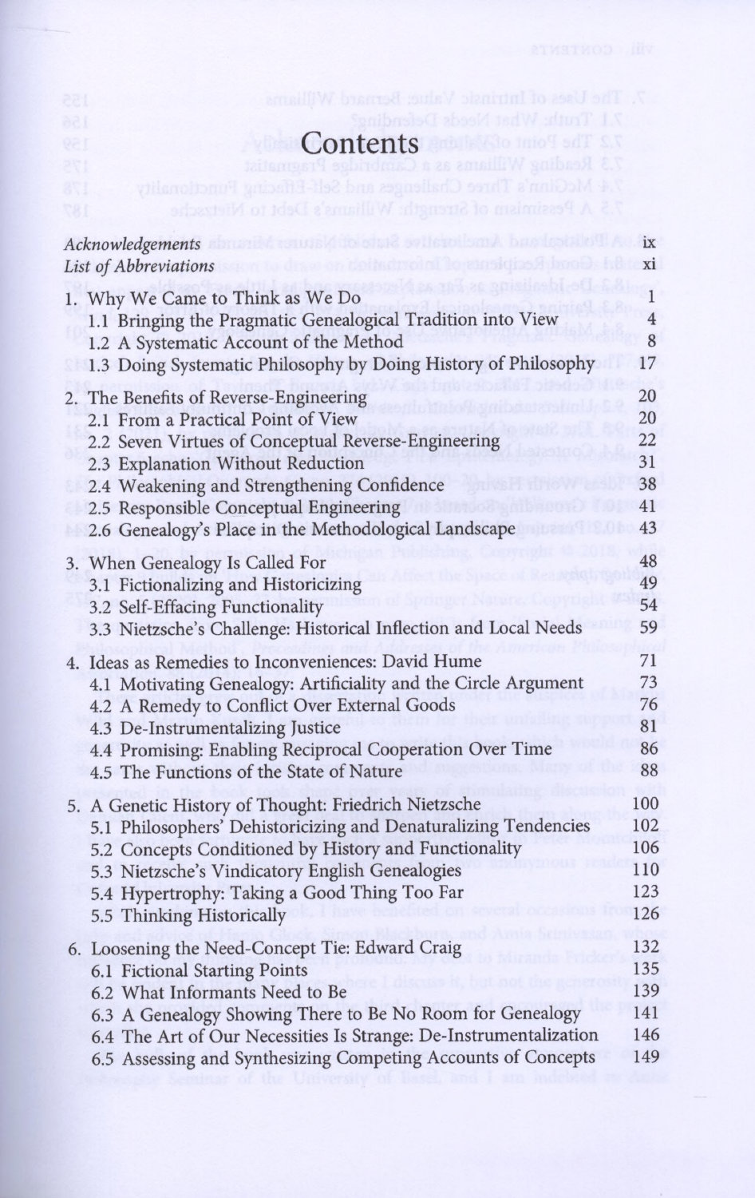# Contents

| | |
|---|---|
| *Acknowledgements* | ix |
| *List of Abbreviations* | xi |
| 1. Why We Came to Think as We Do | 1 |
| 1.1 Bringing the Pragmatic Genealogical Tradition into View | 4 |
| 1.2 A Systematic Account of the Method | 8 |
| 1.3 Doing Systematic Philosophy by Doing History of Philosophy | 17 |
| 2. The Benefits of Reverse-Engineering | 20 |
| 2.1 From a Practical Point of View | 20 |
| 2.2 Seven Virtues of Conceptual Reverse-Engineering | 22 |
| 2.3 Explanation Without Reduction | 31 |
| 2.4 Weakening and Strengthening Confidence | 38 |
| 2.5 Responsible Conceptual Engineering | 41 |
| 2.6 Genealogy's Place in the Methodological Landscape | 43 |
| 3. When Genealogy Is Called For | 48 |
| 3.1 Fictionalizing and Historicizing | 49 |
| 3.2 Self-Effacing Functionality | 54 |
| 3.3 Nietzsche's Challenge: Historical Inflection and Local Needs | 59 |
| 4. Ideas as Remedies to Inconveniences: David Hume | 71 |
| 4.1 Motivating Genealogy: Artificiality and the Circle Argument | 73 |
| 4.2 A Remedy to Conflict Over External Goods | 76 |
| 4.3 De-Instrumentalizing Justice | 81 |
| 4.4 Promising: Enabling Reciprocal Cooperation Over Time | 86 |
| 4.5 The Functions of the State of Nature | 88 |
| 5. A Genetic History of Thought: Friedrich Nietzsche | 100 |
| 5.1 Philosophers' Dehistoricizing and Denaturalizing Tendencies | 102 |
| 5.2 Concepts Conditioned by History and Functionality | 106 |
| 5.3 Nietzsche's Vindicatory English Genealogies | 110 |
| 5.4 Hypertrophy: Taking a Good Thing Too Far | 123 |
| 5.5 Thinking Historically | 126 |
| 6. Loosening the Need-Concept Tie: Edward Craig | 132 |
| 6.1 Fictional Starting Points | 135 |
| 6.2 What Informants Need to Be | 139 |
| 6.3 A Genealogy Showing There to Be No Room for Genealogy | 141 |
| 6.4 The Art of Our Necessities Is Strange: De-Instrumentalization | 146 |
| 6.5 Assessing and Synthesizing Competing Accounts of Concepts | 149 |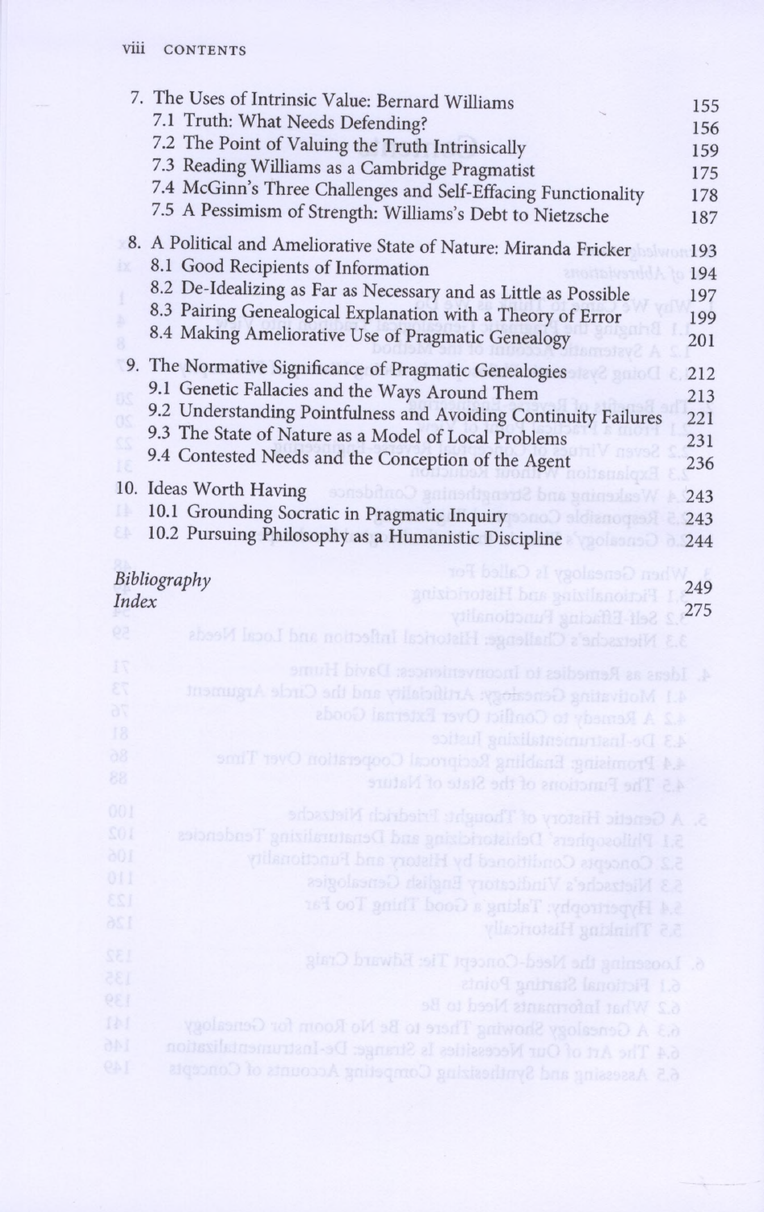| | |
|---|---|
| 7. The Uses of Intrinsic Value: Bernard Williams | 155 |
| 7.1 Truth: What Needs Defending? | 156 |
| 7.2 The Point of Valuing the Truth Intrinsically | 159 |
| 7.3 Reading Williams as a Cambridge Pragmatist | 175 |
| 7.4 McGinn's Three Challenges and Self-Effacing Functionality | 178 |
| 7.5 A Pessimism of Strength: Williams's Debt to Nietzsche | 187 |
| 8. A Political and Ameliorative State of Nature: Miranda Fricker | 193 |
| 8.1 Good Recipients of Information | 194 |
| 8.2 De-Idealizing as Far as Necessary and as Little as Possible | 197 |
| 8.3 Pairing Genealogical Explanation with a Theory of Error | 199 |
| 8.4 Making Ameliorative Use of Pragmatic Genealogy | 201 |
| 9. The Normative Significance of Pragmatic Genealogies | 212 |
| 9.1 Genetic Fallacies and the Ways Around Them | 213 |
| 9.2 Understanding Pointfulness and Avoiding Continuity Failures | 221 |
| 9.3 The State of Nature as a Model of Local Problems | 231 |
| 9.4 Contested Needs and the Conception of the Agent | 236 |
| 10. Ideas Worth Having | 243 |
| 10.1 Grounding Socratic in Pragmatic Inquiry | 243 |
| 10.2 Pursuing Philosophy as a Humanistic Discipline | 244 |
| *Bibliography* | 249 |
| *Index* | 275 |